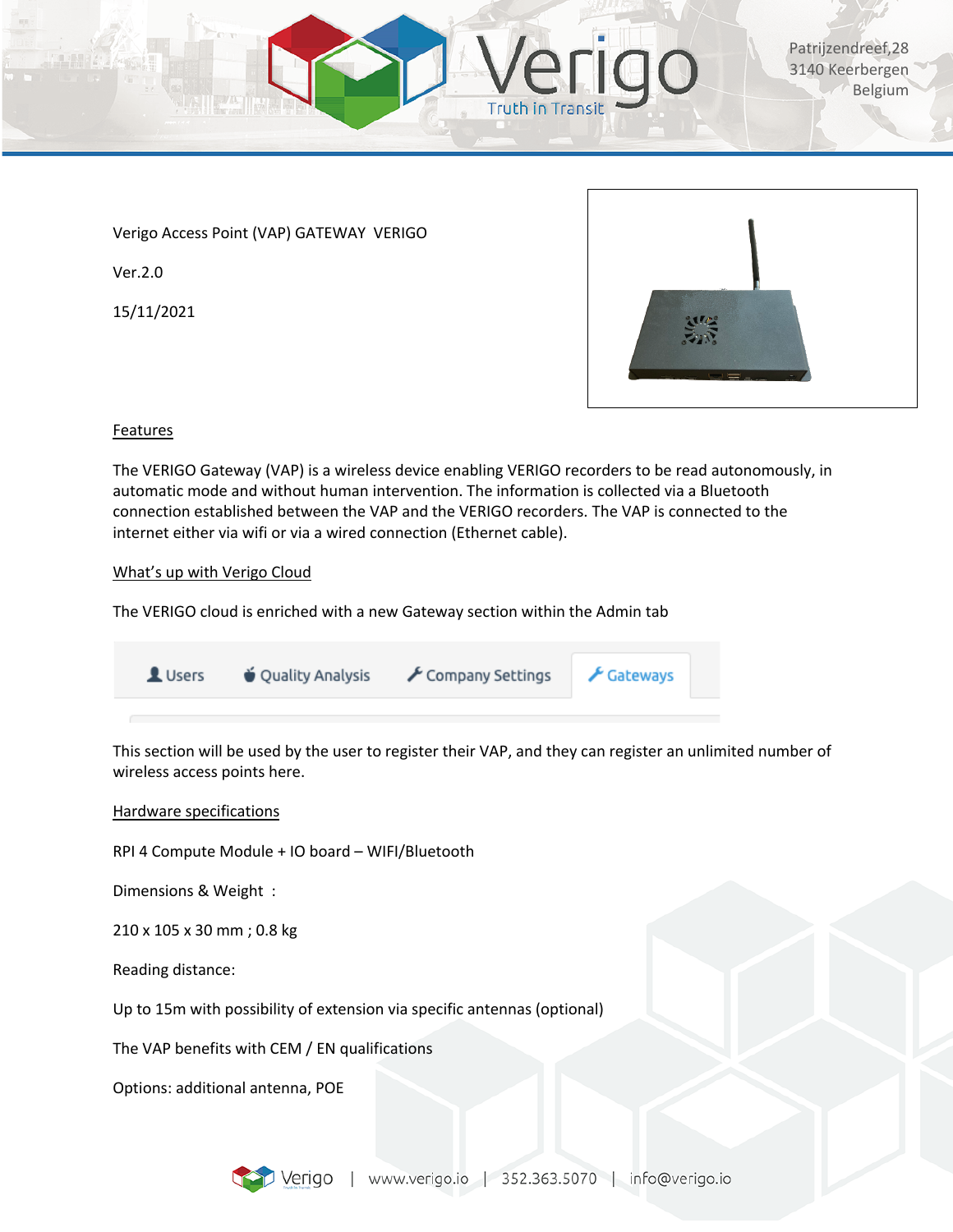Verigo Access Point (VAP) GATEWAY VERIGO

Ver.2.0

15/11/2021

## Features

The VERIGO Gateway (VAP) is a wireless device enabling VERIGO recorders to be read autonomously, in automatic mode and without human intervention. The information is collected via a Bluetooth connection established between the VAP and the VERIGO recorders. The VAP is connected to the internet either via wifi or via a wired connection (Ethernet cable).

## What's up with Verigo Cloud

The VERIGO cloud is enriched with a new Gateway section within the Admin tab

Users | Quality Analysis | Company Settings | Gateways

This section will be used by the user to register their VAP, and they can register an unlimited number of wireless access points here.

## Hardware specifications

RPI 4 Compute Module + IO board – WIFI/Bluetooth

Dimensions & Weight :

210 x 105 x 30 mm ; 0.8 kg

Reading distance:

Up to 15m with possibility of extension via specific antennas (optional)

The VAP benefits with CEM / EN qualifications

Options: additional antenna, POE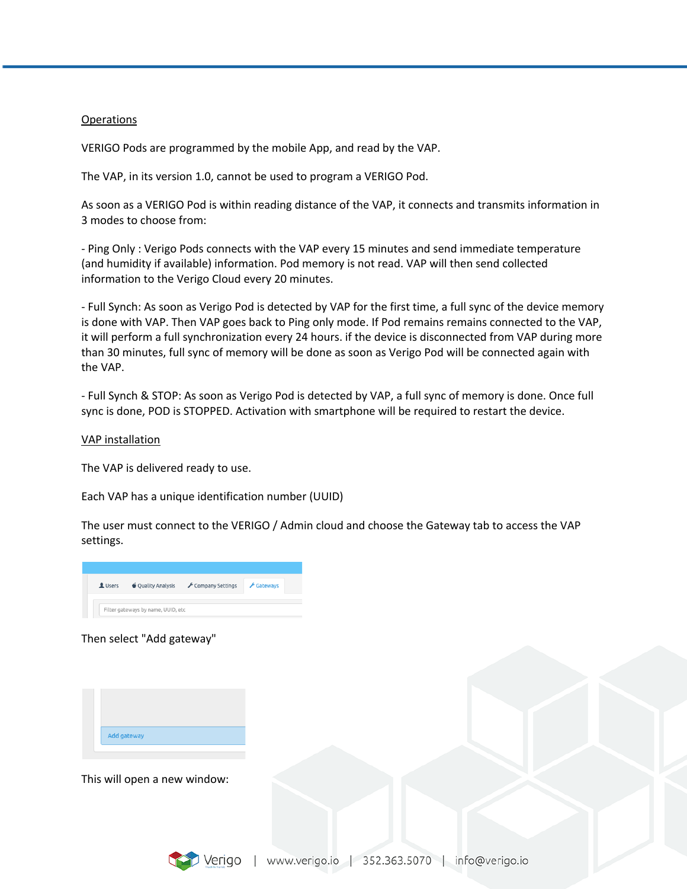Operations

VERIGO Pods are programmed by the mobile App, and read by the VAP.

The VAP, in its version 1.0, cannot be used to program a VERIGO Pod.

As soon as a VERIGO Pod is within reading distance of the VAP, it connects and transmits information in 3 modes to choose from:

- Ping Only : Verigo Pods connects with the VAP every 15 minutes and send immediate temperature (and humidity if available) information. Pod memory is not read. VAP will then send collected information to the Verigo Cloud every 20 minutes.

- Full Synch: As soon as Verigo Pod is detected by VAP for the first time, a full sync of the device memory is done with VAP. Then VAP goes back to Ping only mode. If Pod remains remains connected to the VAP, it will perform a full synchronization every 24 hours. if the device is disconnected from VAP during more than 30 minutes, full sync of memory will be done as soon as Verigo Pod will be connected again with the VAP.

- Full Synch & STOP: As soon as Verigo Pod is detected by VAP, a full sync of memory is done. Once full sync is done, POD is STOPPED. Activation with smartphone will be required to restart the device.

VAP installation

The VAP is delivered ready to use.

Each VAP has a unique identification number (UUID)

The user must connect to the VERIGO / Admin cloud and choose the Gateway tab to access the VAP settings.

Users | Quality Analysis | Company Settings | Gateways

Filter gateways by name, UUID, etc

Then select "Add gateway"

Add gateway

This will open a new window: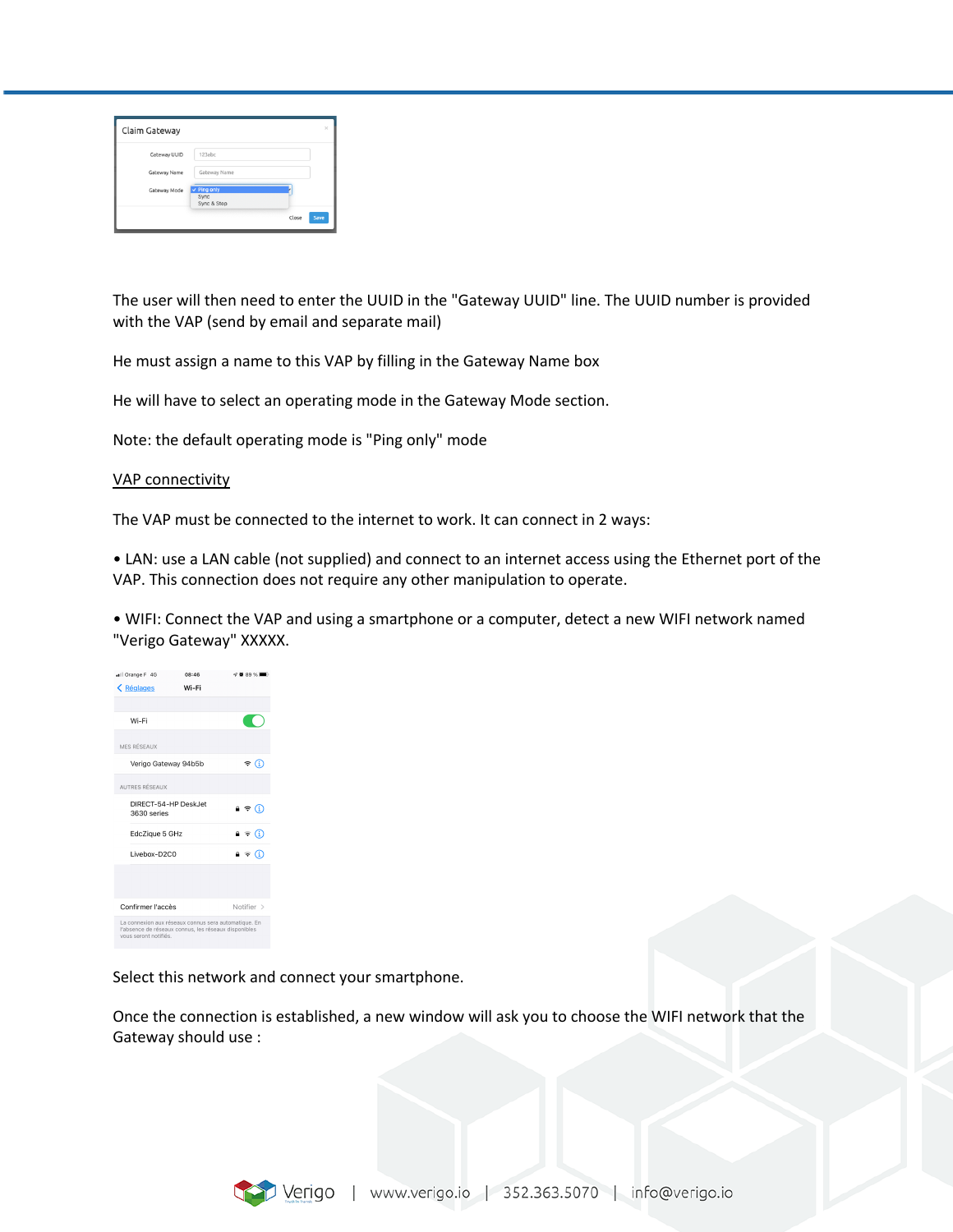The user will then need to enter the UUID in the "Gateway UUID" line. The UUID number is provided with the VAP (send by email and separate mail)

He must assign a name to this VAP by filling in the Gateway Name box

He will have to select an operating mode in the Gateway Mode section.

Note: the default operating mode is "Ping only" mode

<u>VAP connectivity</u>

The VAP must be connected to the internet to work. It can connect in 2 ways:

• LAN: use a LAN cable (not supplied) and connect to an internet access using the Ethernet port of the VAP. This connection does not require any other manipulation to operate.

• WIFI: Connect the VAP and using a smartphone or a computer, detect a new WIFI network named "Verigo Gateway" XXXXX.

Select this network and connect your smartphone.

Once the connection is established, a new window will ask you to choose the WIFI network that the Gateway should use :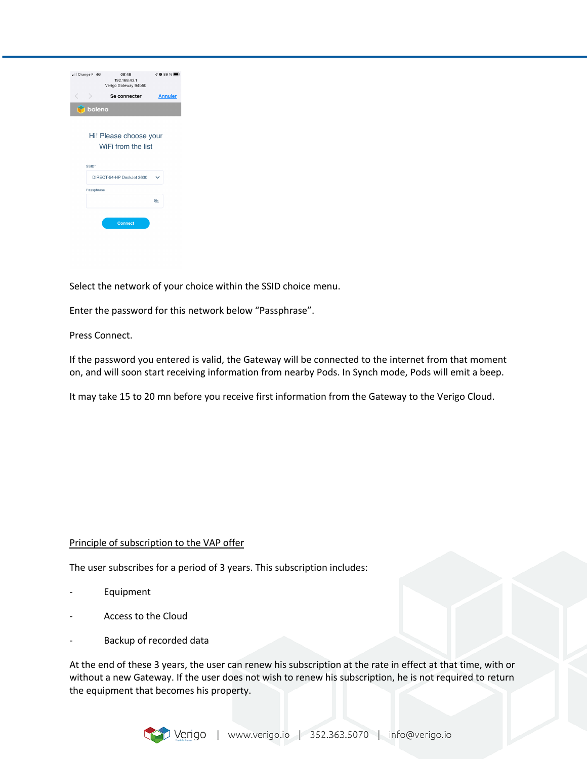Select the network of your choice within the SSID choice menu.

Enter the password for this network below “Passphrase”.

Press Connect.

If the password you entered is valid, the Gateway will be connected to the internet from that moment on, and will soon start receiving information from nearby Pods. In Synch mode, Pods will emit a beep.

It may take 15 to 20 mn before you receive first information from the Gateway to the Verigo Cloud.

<u>Principle of subscription to the VAP offer</u>

The user subscribes for a period of 3 years. This subscription includes:

- Equipment
- Access to the Cloud
- Backup of recorded data

At the end of these 3 years, the user can renew his subscription at the rate in effect at that time, with or without a new Gateway. If the user does not wish to renew his subscription, he is not required to return the equipment that becomes his property.